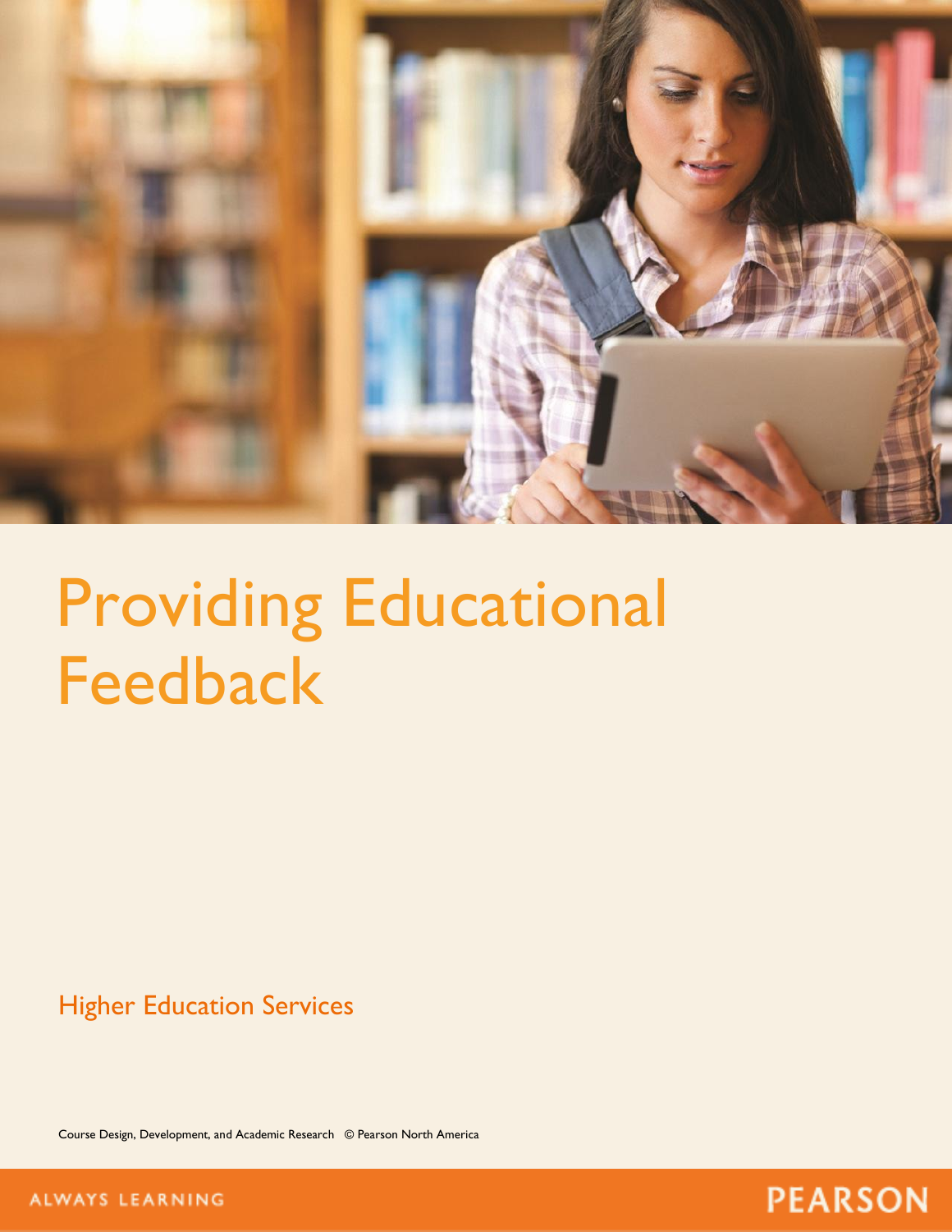# Providing Educational Feedback

Higher Education Services

Course Design, Development, and Academic Research © Pearson North America

ALWAYS LEARNING

PEARSON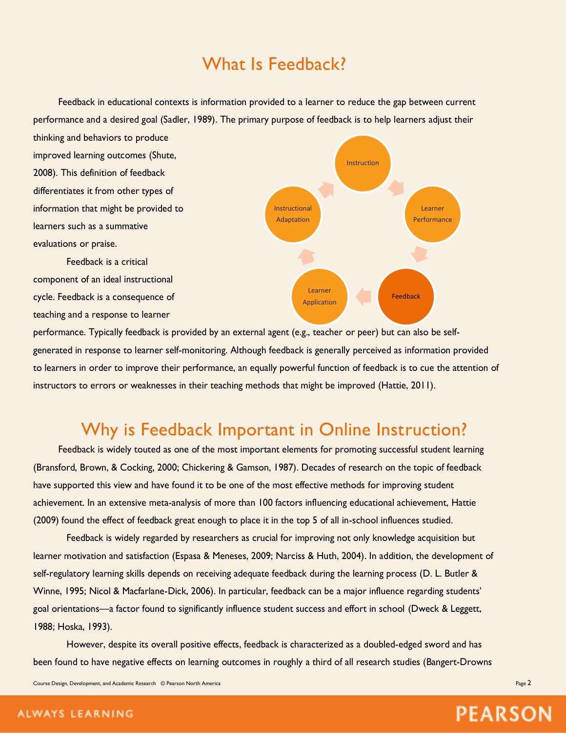# What Is Feedback?

Feedback in educational contexts is information provided to a learner to reduce the gap between current performance and a desired goal (Sadler, 1989). The primary purpose of feedback is to help learners adjust their thinking and behaviors to produce improved learning outcomes (Shute, 2008). This definition of feedback differentiates it from other types of information that might be provided to learners such as a summative evaluations or praise.

Feedback is a critical component of an ideal instructional cycle. Feedback is a consequence of teaching and a response to learner performance. Typically feedback is provided by an external agent (e.g., teacher or peer) but can also be self-generated in response to learner self-monitoring. Although feedback is generally perceived as information provided to learners in order to improve their performance, an equally powerful function of feedback is to cue the attention of instructors to errors or weaknesses in their teaching methods that might be improved (Hattie, 2011).

Instruction → Learner Performance → Feedback → Learner Application → Instructional Adaptation

# Why is Feedback Important in Online Instruction?

Feedback is widely touted as one of the most important elements for promoting successful student learning (Bransford, Brown, & Cocking, 2000; Chickering & Gamson, 1987). Decades of research on the topic of feedback have supported this view and have found it to be one of the most effective methods for improving student achievement. In an extensive meta-analysis of more than 100 factors influencing educational achievement, Hattie (2009) found the effect of feedback great enough to place it in the top 5 of all in-school influences studied.

Feedback is widely regarded by researchers as crucial for improving not only knowledge acquisition but learner motivation and satisfaction (Espasa & Meneses, 2009; Narciss & Huth, 2004). In addition, the development of self-regulatory learning skills depends on receiving adequate feedback during the learning process (D. L. Butler & Winne, 1995; Nicol & Macfarlane-Dick, 2006). In particular, feedback can be a major influence regarding students' goal orientations—a factor found to significantly influence student success and effort in school (Dweck & Leggett, 1988; Hoska, 1993).

However, despite its overall positive effects, feedback is characterized as a doubled-edged sword and has been found to have negative effects on learning outcomes in roughly a third of all research studies (Bangert-Drowns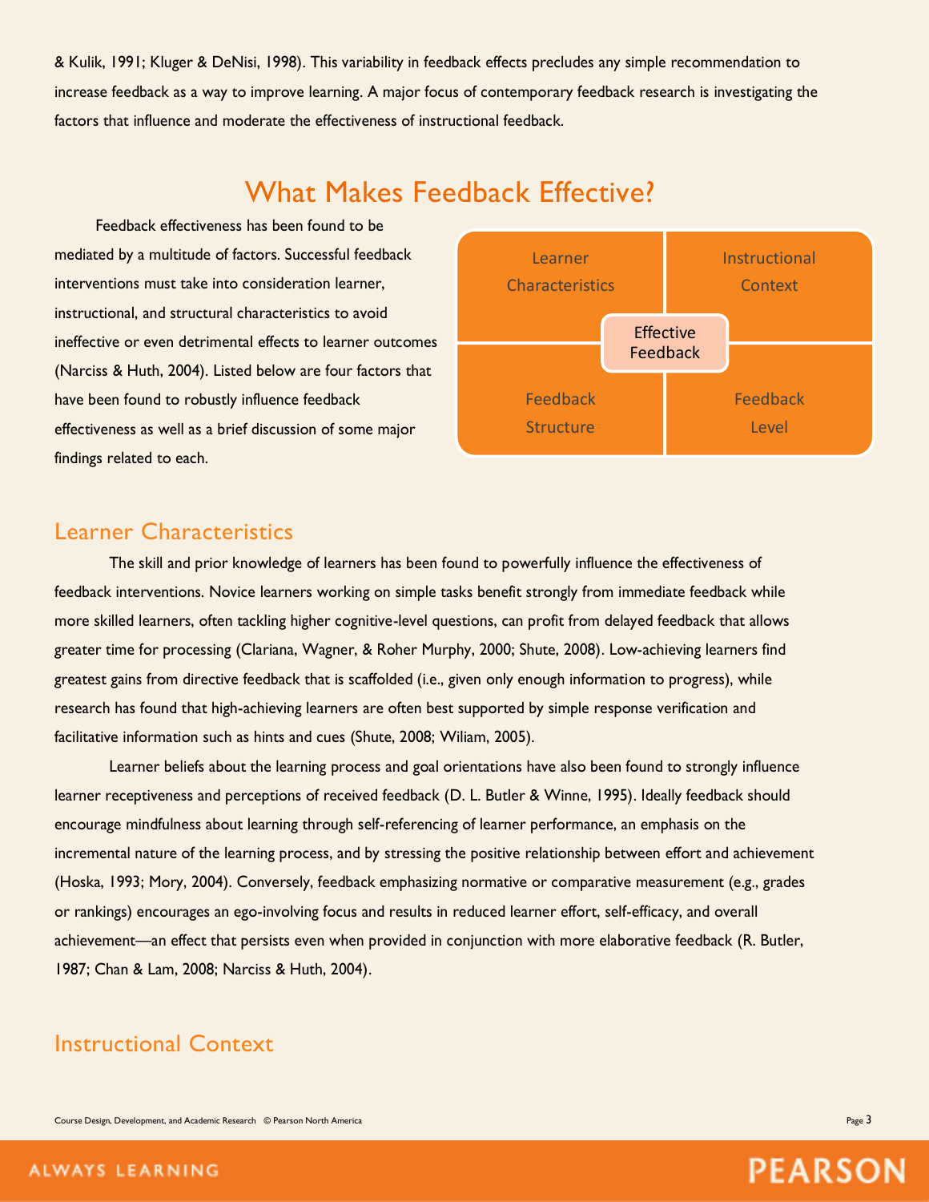& Kulik, 1991; Kluger & DeNisi, 1998). This variability in feedback effects precludes any simple recommendation to increase feedback as a way to improve learning. A major focus of contemporary feedback research is investigating the factors that influence and moderate the effectiveness of instructional feedback.

## What Makes Feedback Effective?

Feedback effectiveness has been found to be mediated by a multitude of factors. Successful feedback interventions must take into consideration learner, instructional, and structural characteristics to avoid ineffective or even detrimental effects to learner outcomes (Narciss & Huth, 2004). Listed below are four factors that have been found to robustly influence feedback effectiveness as well as a brief discussion of some major findings related to each.

| Learner Characteristics | Instructional Context |
| --- | --- |
| Feedback Structure | Feedback Level |

Effective Feedback

### Learner Characteristics

The skill and prior knowledge of learners has been found to powerfully influence the effectiveness of feedback interventions. Novice learners working on simple tasks benefit strongly from immediate feedback while more skilled learners, often tackling higher cognitive-level questions, can profit from delayed feedback that allows greater time for processing (Clariana, Wagner, & Roher Murphy, 2000; Shute, 2008). Low-achieving learners find greatest gains from directive feedback that is scaffolded (i.e., given only enough information to progress), while research has found that high-achieving learners are often best supported by simple response verification and facilitative information such as hints and cues (Shute, 2008; Wiliam, 2005).

Learner beliefs about the learning process and goal orientations have also been found to strongly influence learner receptiveness and perceptions of received feedback (D. L. Butler & Winne, 1995). Ideally feedback should encourage mindfulness about learning through self-referencing of learner performance, an emphasis on the incremental nature of the learning process, and by stressing the positive relationship between effort and achievement (Hoska, 1993; Mory, 2004). Conversely, feedback emphasizing normative or comparative measurement (e.g., grades or rankings) encourages an ego-involving focus and results in reduced learner effort, self-efficacy, and overall achievement—an effect that persists even when provided in conjunction with more elaborative feedback (R. Butler, 1987; Chan & Lam, 2008; Narciss & Huth, 2004).

### Instructional Context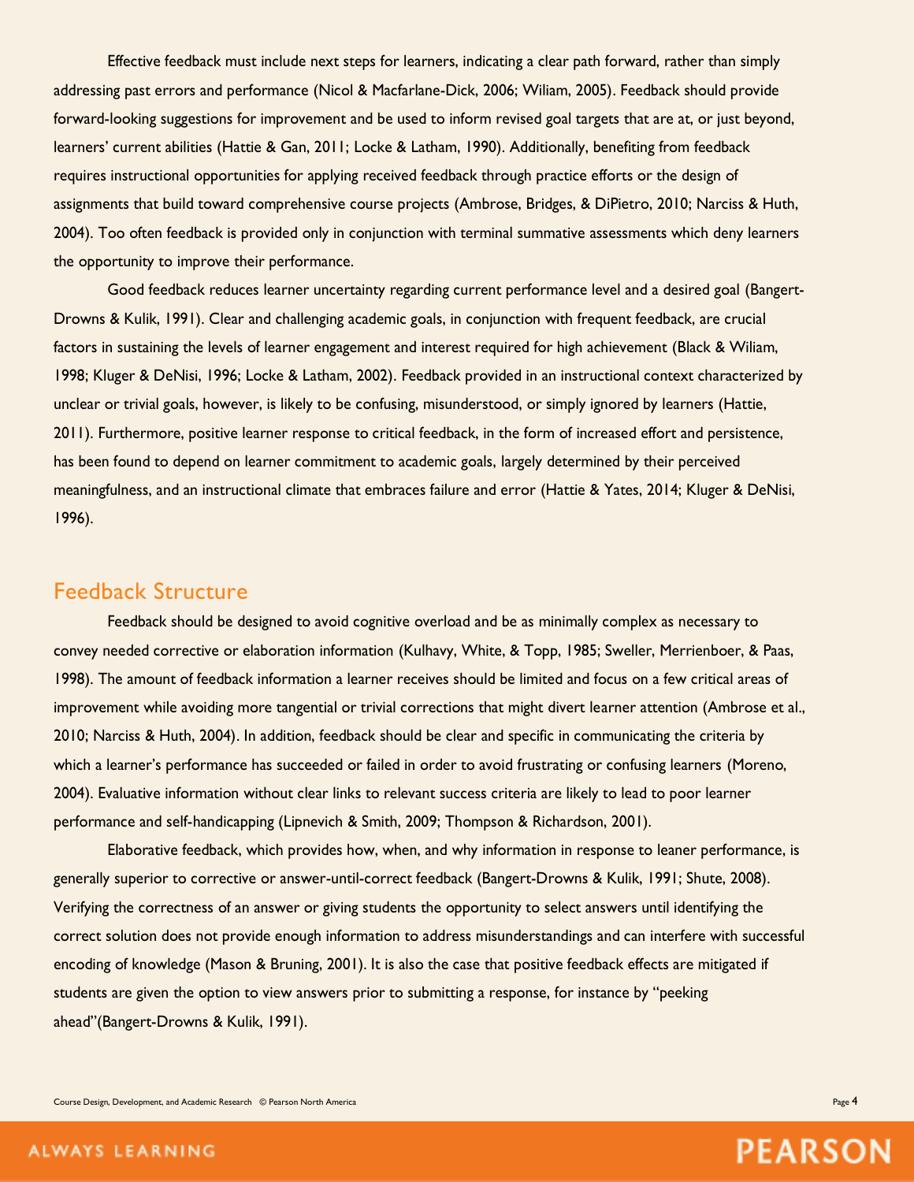Effective feedback must include next steps for learners, indicating a clear path forward, rather than simply addressing past errors and performance (Nicol & Macfarlane-Dick, 2006; Wiliam, 2005). Feedback should provide forward-looking suggestions for improvement and be used to inform revised goal targets that are at, or just beyond, learners' current abilities (Hattie & Gan, 2011; Locke & Latham, 1990). Additionally, benefiting from feedback requires instructional opportunities for applying received feedback through practice efforts or the design of assignments that build toward comprehensive course projects (Ambrose, Bridges, & DiPietro, 2010; Narciss & Huth, 2004). Too often feedback is provided only in conjunction with terminal summative assessments which deny learners the opportunity to improve their performance.

Good feedback reduces learner uncertainty regarding current performance level and a desired goal (Bangert-Drowns & Kulik, 1991). Clear and challenging academic goals, in conjunction with frequent feedback, are crucial factors in sustaining the levels of learner engagement and interest required for high achievement (Black & Wiliam, 1998; Kluger & DeNisi, 1996; Locke & Latham, 2002). Feedback provided in an instructional context characterized by unclear or trivial goals, however, is likely to be confusing, misunderstood, or simply ignored by learners (Hattie, 2011). Furthermore, positive learner response to critical feedback, in the form of increased effort and persistence, has been found to depend on learner commitment to academic goals, largely determined by their perceived meaningfulness, and an instructional climate that embraces failure and error (Hattie & Yates, 2014; Kluger & DeNisi, 1996).

## Feedback Structure

Feedback should be designed to avoid cognitive overload and be as minimally complex as necessary to convey needed corrective or elaboration information (Kulhavy, White, & Topp, 1985; Sweller, Merrienboer, & Paas, 1998). The amount of feedback information a learner receives should be limited and focus on a few critical areas of improvement while avoiding more tangential or trivial corrections that might divert learner attention (Ambrose et al., 2010; Narciss & Huth, 2004). In addition, feedback should be clear and specific in communicating the criteria by which a learner's performance has succeeded or failed in order to avoid frustrating or confusing learners (Moreno, 2004). Evaluative information without clear links to relevant success criteria are likely to lead to poor learner performance and self-handicapping (Lipnevich & Smith, 2009; Thompson & Richardson, 2001).

Elaborative feedback, which provides how, when, and why information in response to leaner performance, is generally superior to corrective or answer-until-correct feedback (Bangert-Drowns & Kulik, 1991; Shute, 2008). Verifying the correctness of an answer or giving students the opportunity to select answers until identifying the correct solution does not provide enough information to address misunderstandings and can interfere with successful encoding of knowledge (Mason & Bruning, 2001). It is also the case that positive feedback effects are mitigated if students are given the option to view answers prior to submitting a response, for instance by "peeking ahead"(Bangert-Drowns & Kulik, 1991).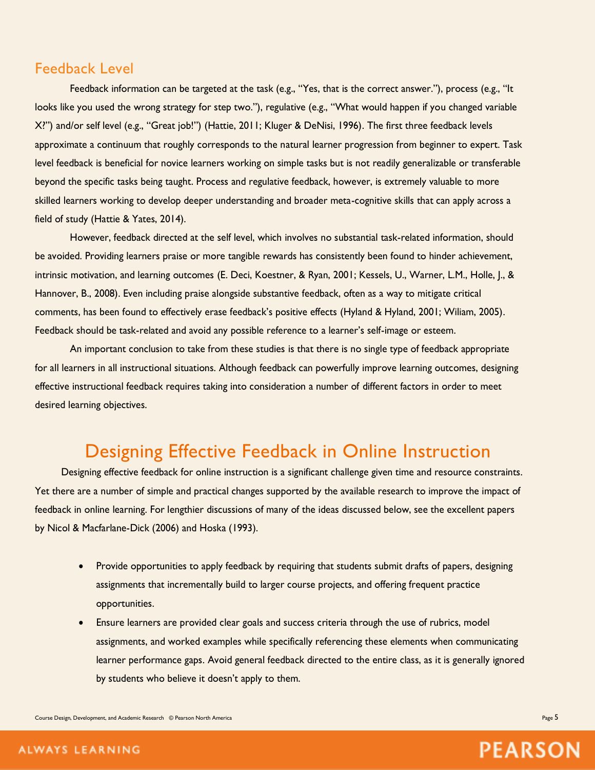## Feedback Level

Feedback information can be targeted at the task (e.g., "Yes, that is the correct answer."), process (e.g., "It looks like you used the wrong strategy for step two."), regulative (e.g., "What would happen if you changed variable X?") and/or self level (e.g., "Great job!") (Hattie, 2011; Kluger & DeNisi, 1996). The first three feedback levels approximate a continuum that roughly corresponds to the natural learner progression from beginner to expert. Task level feedback is beneficial for novice learners working on simple tasks but is not readily generalizable or transferable beyond the specific tasks being taught. Process and regulative feedback, however, is extremely valuable to more skilled learners working to develop deeper understanding and broader meta-cognitive skills that can apply across a field of study (Hattie & Yates, 2014).

However, feedback directed at the self level, which involves no substantial task-related information, should be avoided. Providing learners praise or more tangible rewards has consistently been found to hinder achievement, intrinsic motivation, and learning outcomes (E. Deci, Koestner, & Ryan, 2001; Kessels, U., Warner, L.M., Holle, J., & Hannover, B., 2008). Even including praise alongside substantive feedback, often as a way to mitigate critical comments, has been found to effectively erase feedback's positive effects (Hyland & Hyland, 2001; Wiliam, 2005). Feedback should be task-related and avoid any possible reference to a learner's self-image or esteem.

An important conclusion to take from these studies is that there is no single type of feedback appropriate for all learners in all instructional situations. Although feedback can powerfully improve learning outcomes, designing effective instructional feedback requires taking into consideration a number of different factors in order to meet desired learning objectives.

# Designing Effective Feedback in Online Instruction

Designing effective feedback for online instruction is a significant challenge given time and resource constraints. Yet there are a number of simple and practical changes supported by the available research to improve the impact of feedback in online learning. For lengthier discussions of many of the ideas discussed below, see the excellent papers by Nicol & Macfarlane-Dick (2006) and Hoska (1993).

- Provide opportunities to apply feedback by requiring that students submit drafts of papers, designing assignments that incrementally build to larger course projects, and offering frequent practice opportunities.
- Ensure learners are provided clear goals and success criteria through the use of rubrics, model assignments, and worked examples while specifically referencing these elements when communicating learner performance gaps. Avoid general feedback directed to the entire class, as it is generally ignored by students who believe it doesn't apply to them.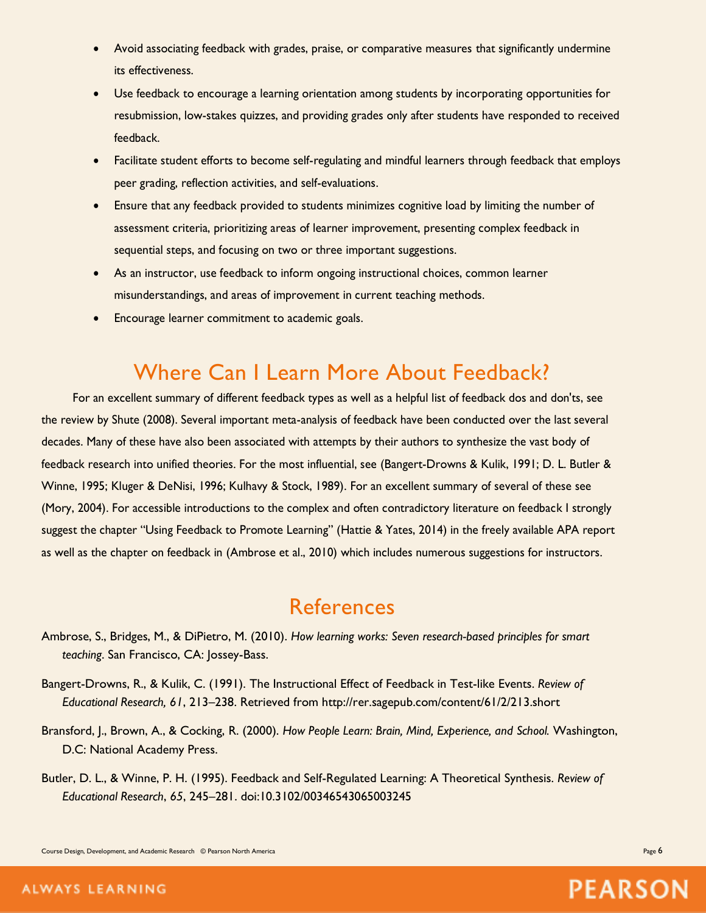- Avoid associating feedback with grades, praise, or comparative measures that significantly undermine its effectiveness.
- Use feedback to encourage a learning orientation among students by incorporating opportunities for resubmission, low-stakes quizzes, and providing grades only after students have responded to received feedback.
- Facilitate student efforts to become self-regulating and mindful learners through feedback that employs peer grading, reflection activities, and self-evaluations.
- Ensure that any feedback provided to students minimizes cognitive load by limiting the number of assessment criteria, prioritizing areas of learner improvement, presenting complex feedback in sequential steps, and focusing on two or three important suggestions.
- As an instructor, use feedback to inform ongoing instructional choices, common learner misunderstandings, and areas of improvement in current teaching methods.
- Encourage learner commitment to academic goals.

## Where Can I Learn More About Feedback?

For an excellent summary of different feedback types as well as a helpful list of feedback dos and don'ts, see the review by Shute (2008). Several important meta-analysis of feedback have been conducted over the last several decades. Many of these have also been associated with attempts by their authors to synthesize the vast body of feedback research into unified theories. For the most influential, see (Bangert-Drowns & Kulik, 1991; D. L. Butler & Winne, 1995; Kluger & DeNisi, 1996; Kulhavy & Stock, 1989). For an excellent summary of several of these see (Mory, 2004). For accessible introductions to the complex and often contradictory literature on feedback I strongly suggest the chapter "Using Feedback to Promote Learning" (Hattie & Yates, 2014) in the freely available APA report as well as the chapter on feedback in (Ambrose et al., 2010) which includes numerous suggestions for instructors.

## References

Ambrose, S., Bridges, M., & DiPietro, M. (2010). *How learning works: Seven research-based principles for smart teaching*. San Francisco, CA: Jossey-Bass.

Bangert-Drowns, R., & Kulik, C. (1991). The Instructional Effect of Feedback in Test-like Events. *Review of Educational Research, 61*, 213–238. Retrieved from http://rer.sagepub.com/content/61/2/213.short

Bransford, J., Brown, A., & Cocking, R. (2000). *How People Learn: Brain, Mind, Experience, and School.* Washington, D.C: National Academy Press.

Butler, D. L., & Winne, P. H. (1995). Feedback and Self-Regulated Learning: A Theoretical Synthesis. *Review of Educational Research*, *65*, 245–281. doi:10.3102/00346543065003245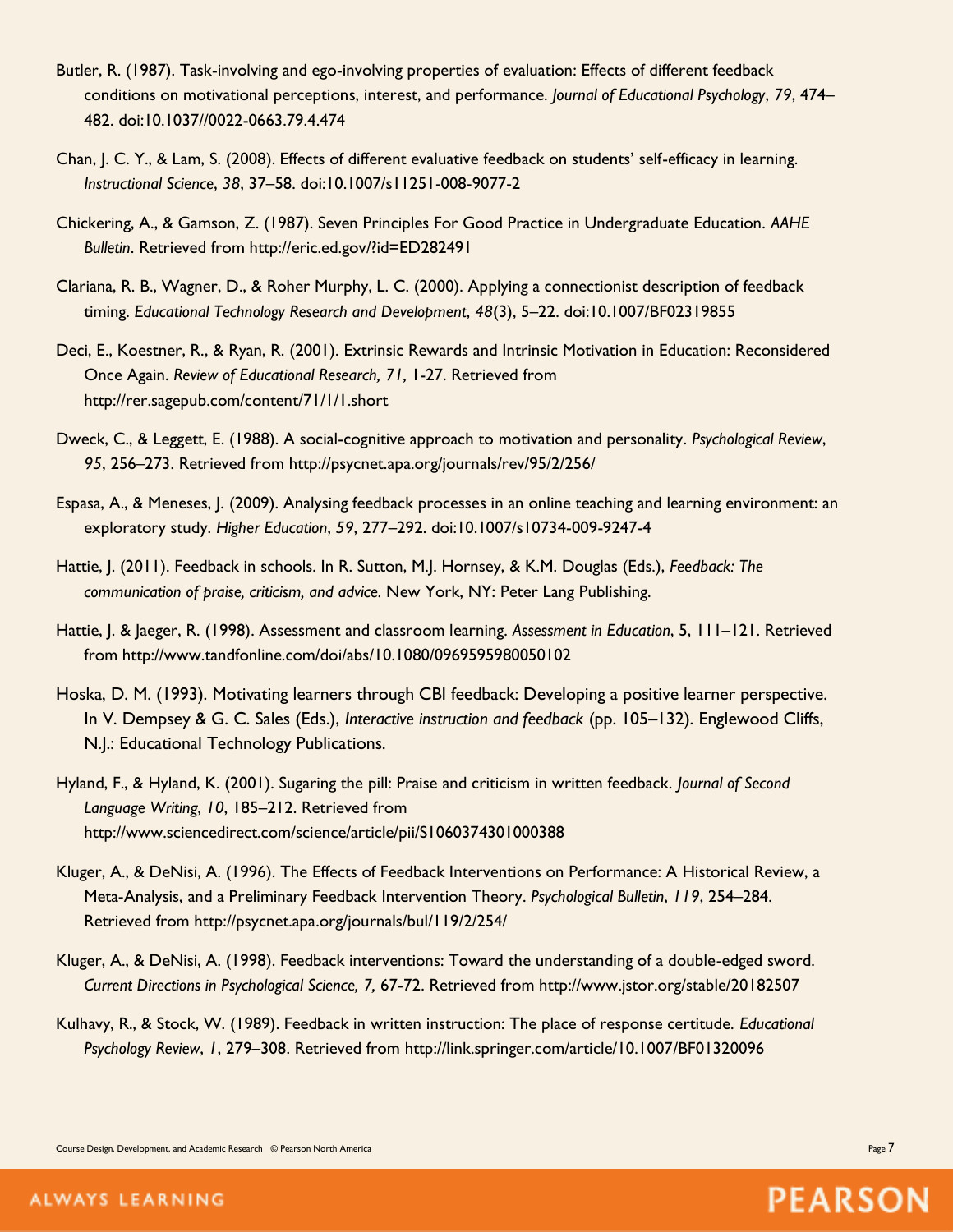Butler, R. (1987). Task-involving and ego-involving properties of evaluation: Effects of different feedback conditions on motivational perceptions, interest, and performance. *Journal of Educational Psychology*, *79*, 474–482. doi:10.1037//0022-0663.79.4.474

Chan, J. C. Y., & Lam, S. (2008). Effects of different evaluative feedback on students' self-efficacy in learning. *Instructional Science*, *38*, 37–58. doi:10.1007/s11251-008-9077-2

Chickering, A., & Gamson, Z. (1987). Seven Principles For Good Practice in Undergraduate Education. *AAHE Bulletin*. Retrieved from http://eric.ed.gov/?id=ED282491

Clariana, R. B., Wagner, D., & Roher Murphy, L. C. (2000). Applying a connectionist description of feedback timing. *Educational Technology Research and Development*, *48*(3), 5–22. doi:10.1007/BF02319855

Deci, E., Koestner, R., & Ryan, R. (2001). Extrinsic Rewards and Intrinsic Motivation in Education: Reconsidered Once Again. *Review of Educational Research, 71,* 1-27. Retrieved from http://rer.sagepub.com/content/71/1/1.short

Dweck, C., & Leggett, E. (1988). A social-cognitive approach to motivation and personality. *Psychological Review*, *95*, 256–273. Retrieved from http://psycnet.apa.org/journals/rev/95/2/256/

Espasa, A., & Meneses, J. (2009). Analysing feedback processes in an online teaching and learning environment: an exploratory study. *Higher Education*, *59*, 277–292. doi:10.1007/s10734-009-9247-4

Hattie, J. (2011). Feedback in schools. In R. Sutton, M.J. Hornsey, & K.M. Douglas (Eds.), *Feedback: The communication of praise, criticism, and advice.* New York, NY: Peter Lang Publishing.

Hattie, J. & Jaeger, R. (1998). Assessment and classroom learning. *Assessment in Education*, 5, 111–121. Retrieved from http://www.tandfonline.com/doi/abs/10.1080/0969595980050102

Hoska, D. M. (1993). Motivating learners through CBI feedback: Developing a positive learner perspective. In V. Dempsey & G. C. Sales (Eds.), *Interactive instruction and feedback* (pp. 105–132). Englewood Cliffs, N.J.: Educational Technology Publications.

Hyland, F., & Hyland, K. (2001). Sugaring the pill: Praise and criticism in written feedback. *Journal of Second Language Writing*, *10*, 185–212. Retrieved from http://www.sciencedirect.com/science/article/pii/S1060374301000388

Kluger, A., & DeNisi, A. (1996). The Effects of Feedback Interventions on Performance: A Historical Review, a Meta-Analysis, and a Preliminary Feedback Intervention Theory. *Psychological Bulletin*, *119*, 254–284. Retrieved from http://psycnet.apa.org/journals/bul/119/2/254/

Kluger, A., & DeNisi, A. (1998). Feedback interventions: Toward the understanding of a double-edged sword. *Current Directions in Psychological Science, 7,* 67-72. Retrieved from http://www.jstor.org/stable/20182507

Kulhavy, R., & Stock, W. (1989). Feedback in written instruction: The place of response certitude. *Educational Psychology Review*, *1*, 279–308. Retrieved from http://link.springer.com/article/10.1007/BF01320096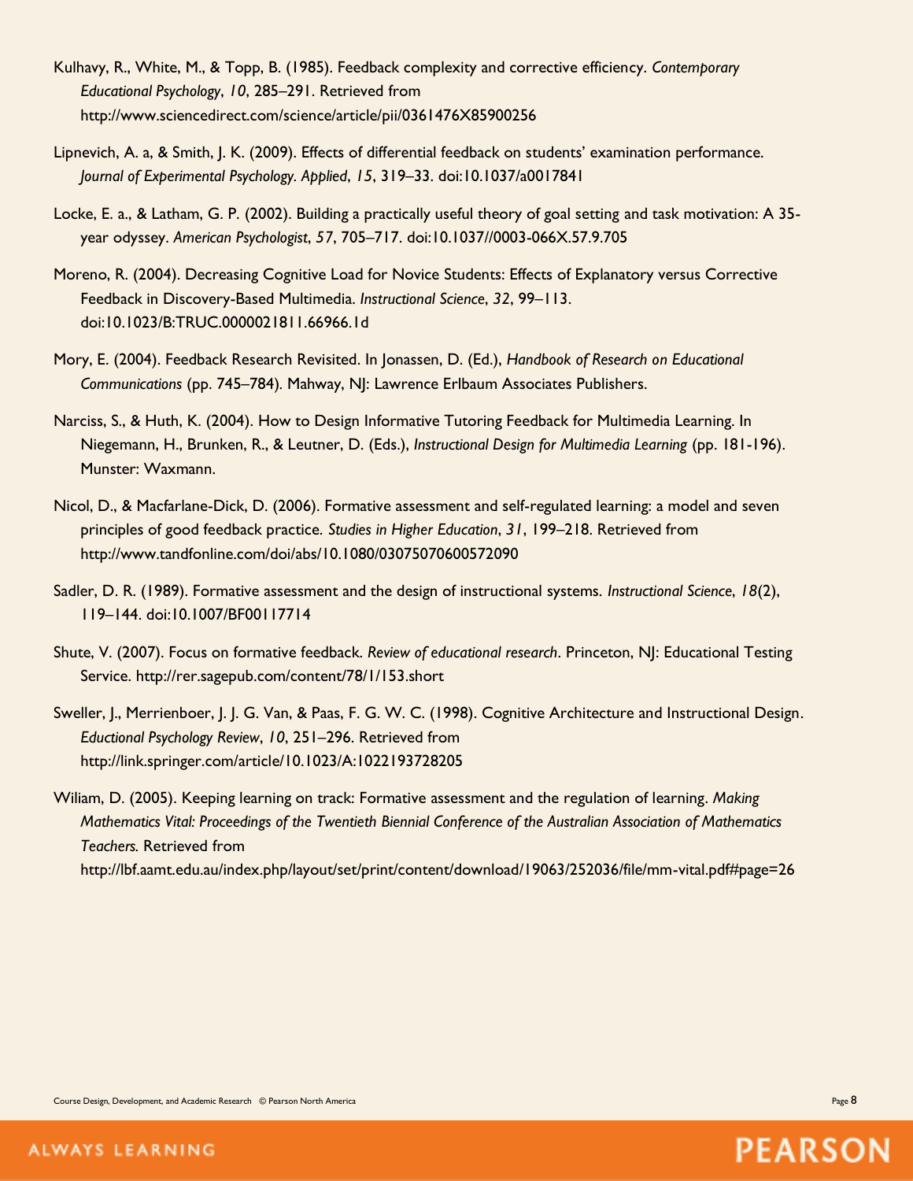Kulhavy, R., White, M., & Topp, B. (1985). Feedback complexity and corrective efficiency. *Contemporary Educational Psychology*, *10*, 285–291. Retrieved from http://www.sciencedirect.com/science/article/pii/0361476X85900256

Lipnevich, A. a, & Smith, J. K. (2009). Effects of differential feedback on students' examination performance. *Journal of Experimental Psychology. Applied*, *15*, 319–33. doi:10.1037/a0017841

Locke, E. a., & Latham, G. P. (2002). Building a practically useful theory of goal setting and task motivation: A 35-year odyssey. *American Psychologist*, *57*, 705–717. doi:10.1037//0003-066X.57.9.705

Moreno, R. (2004). Decreasing Cognitive Load for Novice Students: Effects of Explanatory versus Corrective Feedback in Discovery-Based Multimedia. *Instructional Science*, *32*, 99–113. doi:10.1023/B:TRUC.0000021811.66966.1d

Mory, E. (2004). Feedback Research Revisited. In Jonassen, D. (Ed.), *Handbook of Research on Educational Communications* (pp. 745–784). Mahway, NJ: Lawrence Erlbaum Associates Publishers.

Narciss, S., & Huth, K. (2004). How to Design Informative Tutoring Feedback for Multimedia Learning. In Niegemann, H., Brunken, R., & Leutner, D. (Eds.), *Instructional Design for Multimedia Learning* (pp. 181-196). Munster: Waxmann.

Nicol, D., & Macfarlane-Dick, D. (2006). Formative assessment and self-regulated learning: a model and seven principles of good feedback practice. *Studies in Higher Education*, *31*, 199–218. Retrieved from http://www.tandfonline.com/doi/abs/10.1080/03075070600572090

Sadler, D. R. (1989). Formative assessment and the design of instructional systems. *Instructional Science*, *18*(2), 119–144. doi:10.1007/BF00117714

Shute, V. (2007). Focus on formative feedback. *Review of educational research*. Princeton, NJ: Educational Testing Service. http://rer.sagepub.com/content/78/1/153.short

Sweller, J., Merrienboer, J. J. G. Van, & Paas, F. G. W. C. (1998). Cognitive Architecture and Instructional Design. *Eductional Psychology Review*, *10*, 251–296. Retrieved from http://link.springer.com/article/10.1023/A:1022193728205

Wiliam, D. (2005). Keeping learning on track: Formative assessment and the regulation of learning. *Making Mathematics Vital: Proceedings of the Twentieth Biennial Conference of the Australian Association of Mathematics Teachers.* Retrieved from http://lbf.aamt.edu.au/index.php/layout/set/print/content/download/19063/252036/file/mm-vital.pdf#page=26